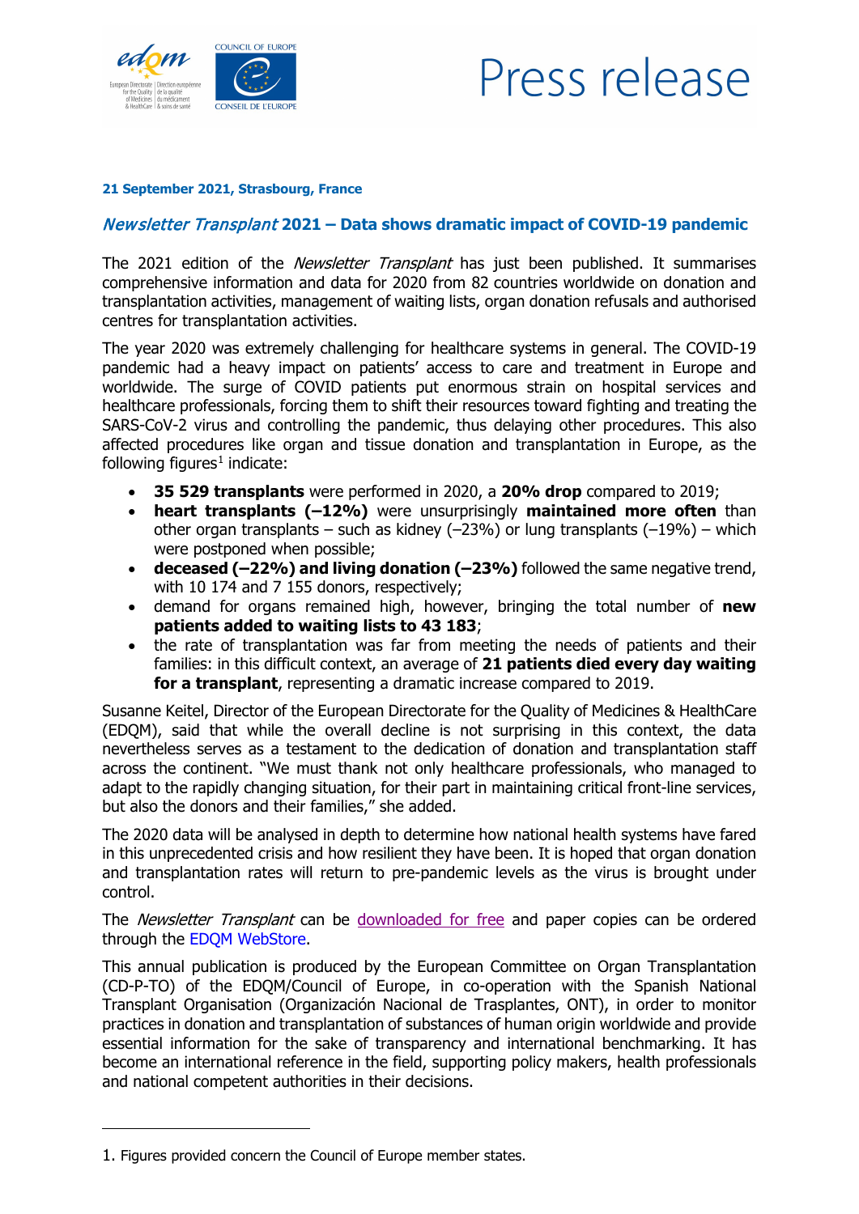Press release

**21 September 2021, Strasbourg, France**

## *Newsletter Transplant* 2021 – Data shows dramatic impact of COVID-19 pandemic

The 2021 edition of the *Newsletter Transplant* has just been published. It summarises comprehensive information and data for 2020 from 82 countries worldwide on donation and transplantation activities, management of waiting lists, organ donation refusals and authorised centres for transplantation activities.

The year 2020 was extremely challenging for healthcare systems in general. The COVID-19 pandemic had a heavy impact on patients' access to care and treatment in Europe and worldwide. The surge of COVID patients put enormous strain on hospital services and healthcare professionals, forcing them to shift their resources toward fighting and treating the SARS-CoV-2 virus and controlling the pandemic, thus delaying other procedures. This also affected procedures like organ and tissue donation and transplantation in Europe, as the following figures[1] indicate:

- **35 529 transplants** were performed in 2020, a **20% drop** compared to 2019;
- **heart transplants (–12%)** were unsurprisingly **maintained more often** than other organ transplants – such as kidney (–23%) or lung transplants (–19%) – which were postponed when possible;
- **deceased (–22%) and living donation (–23%)** followed the same negative trend, with 10 174 and 7 155 donors, respectively;
- demand for organs remained high, however, bringing the total number of **new patients added to waiting lists to 43 183**;
- the rate of transplantation was far from meeting the needs of patients and their families: in this difficult context, an average of **21 patients died every day waiting for a transplant**, representing a dramatic increase compared to 2019.

Susanne Keitel, Director of the European Directorate for the Quality of Medicines & HealthCare (EDQM), said that while the overall decline is not surprising in this context, the data nevertheless serves as a testament to the dedication of donation and transplantation staff across the continent. "We must thank not only healthcare professionals, who managed to adapt to the rapidly changing situation, for their part in maintaining critical front-line services, but also the donors and their families," she added.

The 2020 data will be analysed in depth to determine how national health systems have fared in this unprecedented crisis and how resilient they have been. It is hoped that organ donation and transplantation rates will return to pre-pandemic levels as the virus is brought under control.

The *Newsletter Transplant* can be downloaded for free and paper copies can be ordered through the EDQM WebStore.

This annual publication is produced by the European Committee on Organ Transplantation (CD-P-TO) of the EDQM/Council of Europe, in co-operation with the Spanish National Transplant Organisation (Organización Nacional de Trasplantes, ONT), in order to monitor practices in donation and transplantation of substances of human origin worldwide and provide essential information for the sake of transparency and international benchmarking. It has become an international reference in the field, supporting policy makers, health professionals and national competent authorities in their decisions.

---

1. Figures provided concern the Council of Europe member states.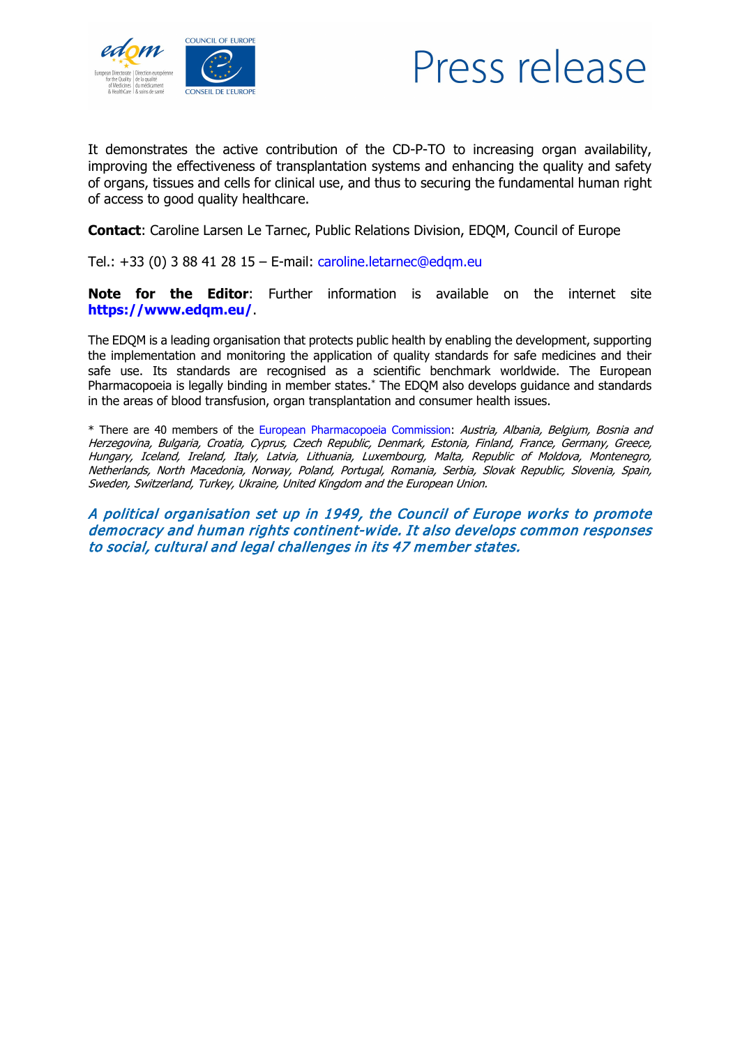It demonstrates the active contribution of the CD-P-TO to increasing organ availability, improving the effectiveness of transplantation systems and enhancing the quality and safety of organs, tissues and cells for clinical use, and thus to securing the fundamental human right of access to good quality healthcare.

**Contact**: Caroline Larsen Le Tarnec, Public Relations Division, EDQM, Council of Europe

Tel.: +33 (0) 3 88 41 28 15 – E-mail: caroline.letarnec@edqm.eu

**Note for the Editor**: Further information is available on the internet site **https://www.edqm.eu/**.

The EDQM is a leading organisation that protects public health by enabling the development, supporting the implementation and monitoring the application of quality standards for safe medicines and their safe use. Its standards are recognised as a scientific benchmark worldwide. The European Pharmacopoeia is legally binding in member states.* The EDQM also develops guidance and standards in the areas of blood transfusion, organ transplantation and consumer health issues.

* There are 40 members of the European Pharmacopoeia Commission: *Austria, Albania, Belgium, Bosnia and Herzegovina, Bulgaria, Croatia, Cyprus, Czech Republic, Denmark, Estonia, Finland, France, Germany, Greece, Hungary, Iceland, Ireland, Italy, Latvia, Lithuania, Luxembourg, Malta, Republic of Moldova, Montenegro, Netherlands, North Macedonia, Norway, Poland, Portugal, Romania, Serbia, Slovak Republic, Slovenia, Spain, Sweden, Switzerland, Turkey, Ukraine, United Kingdom and the European Union.*

***A political organisation set up in 1949, the Council of Europe works to promote democracy and human rights continent-wide. It also develops common responses to social, cultural and legal challenges in its 47 member states.***